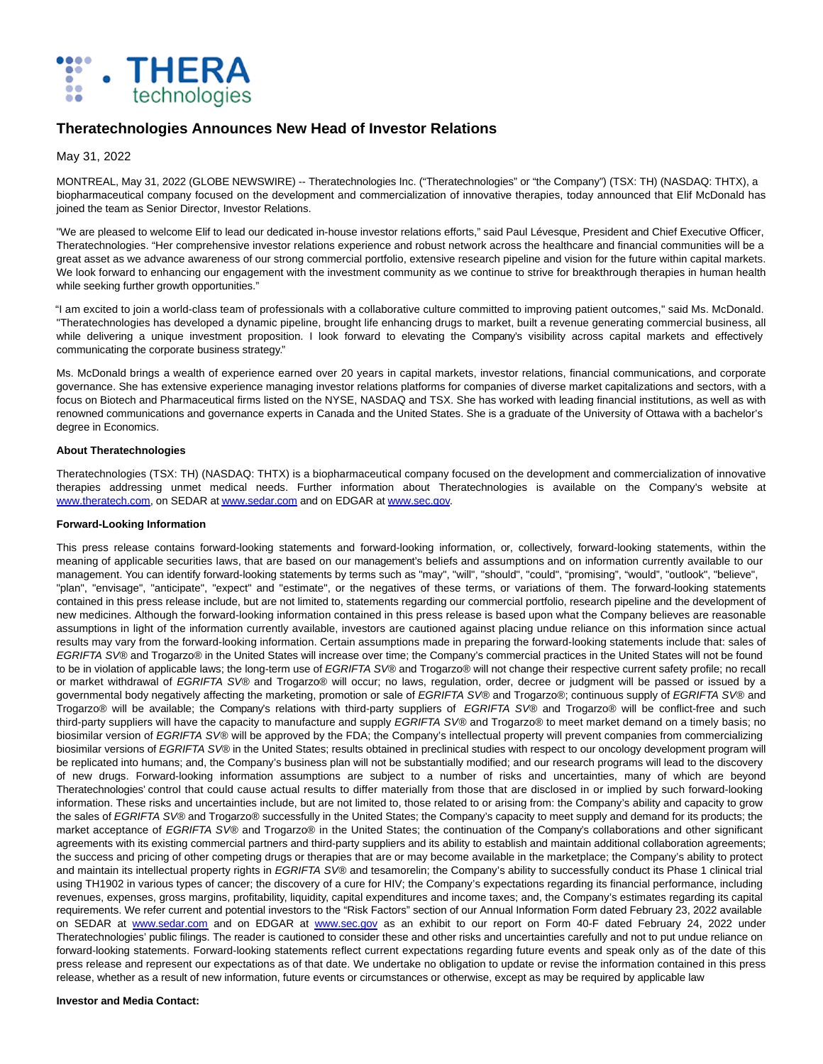# Theratechnologies Announces New Head of Investor Relations

May 31, 2022

MONTREAL, May 31, 2022 (GLOBE NEWSWIRE) -- Theratechnologies Inc. ("Theratechnologies" or "the Company") (TSX: TH) (NASDAQ: THTX), a biopharmaceutical company focused on the development and commercialization of innovative therapies, today announced that Elif McDonald has joined the team as Senior Director, Investor Relations.

"We are pleased to welcome Elif to lead our dedicated in-house investor relations efforts," said Paul Lévesque, President and Chief Executive Officer, Theratechnologies. "Her comprehensive investor relations experience and robust network across the healthcare and financial communities will be a great asset as we advance awareness of our strong commercial portfolio, extensive research pipeline and vision for the future within capital markets. We look forward to enhancing our engagement with the investment community as we continue to strive for breakthrough therapies in human health while seeking further growth opportunities."

"I am excited to join a world-class team of professionals with a collaborative culture committed to improving patient outcomes," said Ms. McDonald. "Theratechnologies has developed a dynamic pipeline, brought life enhancing drugs to market, built a revenue generating commercial business, all while delivering a unique investment proposition. I look forward to elevating the Company's visibility across capital markets and effectively communicating the corporate business strategy."

Ms. McDonald brings a wealth of experience earned over 20 years in capital markets, investor relations, financial communications, and corporate governance. She has extensive experience managing investor relations platforms for companies of diverse market capitalizations and sectors, with a focus on Biotech and Pharmaceutical firms listed on the NYSE, NASDAQ and TSX. She has worked with leading financial institutions, as well as with renowned communications and governance experts in Canada and the United States. She is a graduate of the University of Ottawa with a bachelor's degree in Economics.

**About Theratechnologies**

Theratechnologies (TSX: TH) (NASDAQ: THTX) is a biopharmaceutical company focused on the development and commercialization of innovative therapies addressing unmet medical needs. Further information about Theratechnologies is available on the Company's website at www.theratech.com, on SEDAR at www.sedar.com and on EDGAR at www.sec.gov.

**Forward-Looking Information**

This press release contains forward-looking statements and forward-looking information, or, collectively, forward-looking statements, within the meaning of applicable securities laws, that are based on our management's beliefs and assumptions and on information currently available to our management. You can identify forward-looking statements by terms such as "may", "will", "should", "could", "promising", "would", "outlook", "believe", "plan", "envisage", "anticipate", "expect" and "estimate", or the negatives of these terms, or variations of them. The forward-looking statements contained in this press release include, but are not limited to, statements regarding our commercial portfolio, research pipeline and the development of new medicines. Although the forward-looking information contained in this press release is based upon what the Company believes are reasonable assumptions in light of the information currently available, investors are cautioned against placing undue reliance on this information since actual results may vary from the forward-looking information. Certain assumptions made in preparing the forward-looking statements include that: sales of *EGRIFTA SV*® and Trogarzo® in the United States will increase over time; the Company's commercial practices in the United States will not be found to be in violation of applicable laws; the long-term use of *EGRIFTA SV*® and Trogarzo® will not change their respective current safety profile; no recall or market withdrawal of *EGRIFTA SV*® and Trogarzo® will occur; no laws, regulation, order, decree or judgment will be passed or issued by a governmental body negatively affecting the marketing, promotion or sale of *EGRIFTA SV*® and Trogarzo®; continuous supply of *EGRIFTA SV*® and Trogarzo® will be available; the Company's relations with third-party suppliers of *EGRIFTA SV*® and Trogarzo® will be conflict-free and such third-party suppliers will have the capacity to manufacture and supply *EGRIFTA SV*® and Trogarzo® to meet market demand on a timely basis; no biosimilar version of *EGRIFTA SV*® will be approved by the FDA; the Company's intellectual property will prevent companies from commercializing biosimilar versions of *EGRIFTA SV*® in the United States; results obtained in preclinical studies with respect to our oncology development program will be replicated into humans; and, the Company's business plan will not be substantially modified; and our research programs will lead to the discovery of new drugs. Forward-looking information assumptions are subject to a number of risks and uncertainties, many of which are beyond Theratechnologies' control that could cause actual results to differ materially from those that are disclosed in or implied by such forward-looking information. These risks and uncertainties include, but are not limited to, those related to or arising from: the Company's ability and capacity to grow the sales of *EGRIFTA SV*® and Trogarzo® successfully in the United States; the Company's capacity to meet supply and demand for its products; the market acceptance of *EGRIFTA SV*® and Trogarzo® in the United States; the continuation of the Company's collaborations and other significant agreements with its existing commercial partners and third-party suppliers and its ability to establish and maintain additional collaboration agreements; the success and pricing of other competing drugs or therapies that are or may become available in the marketplace; the Company's ability to protect and maintain its intellectual property rights in *EGRIFTA SV*® and tesamorelin; the Company's ability to successfully conduct its Phase 1 clinical trial using TH1902 in various types of cancer; the discovery of a cure for HIV; the Company's expectations regarding its financial performance, including revenues, expenses, gross margins, profitability, liquidity, capital expenditures and income taxes; and, the Company's estimates regarding its capital requirements. We refer current and potential investors to the "Risk Factors" section of our Annual Information Form dated February 23, 2022 available on SEDAR at www.sedar.com and on EDGAR at www.sec.gov as an exhibit to our report on Form 40-F dated February 24, 2022 under Theratechnologies' public filings. The reader is cautioned to consider these and other risks and uncertainties carefully and not to put undue reliance on forward-looking statements. Forward-looking statements reflect current expectations regarding future events and speak only as of the date of this press release and represent our expectations as of that date. We undertake no obligation to update or revise the information contained in this press release, whether as a result of new information, future events or circumstances or otherwise, except as may be required by applicable law

**Investor and Media Contact:**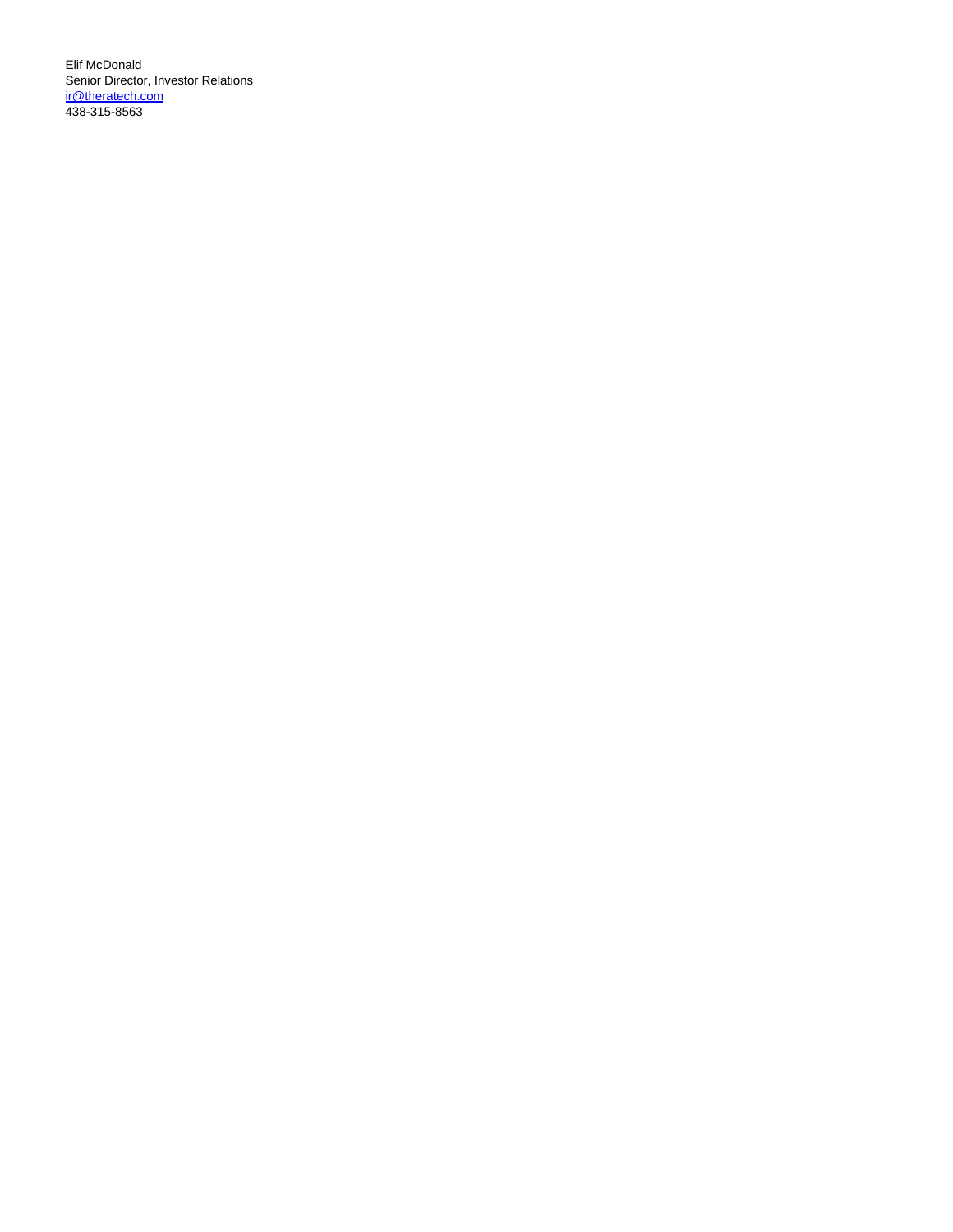Elif McDonald  
Senior Director, Investor Relations  
ir@theratech.com  
438-315-8563